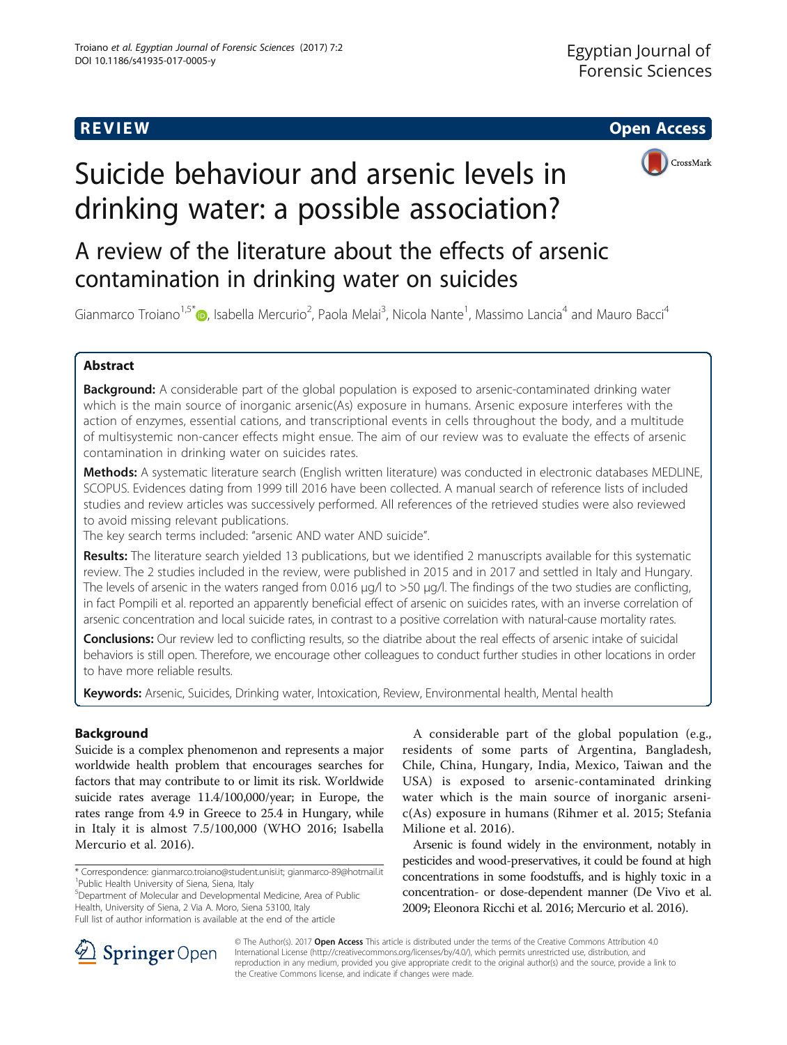REVIEW

Open Access

# Suicide behaviour and arsenic levels in drinking water: a possible association?

## A review of the literature about the effects of arsenic contamination in drinking water on suicides

Gianmarco Troiano[1,5*], Isabella Mercurio[2], Paola Melai[3], Nicola Nante[1], Massimo Lancia[4] and Mauro Bacci[4]

### Abstract

**Background:** A considerable part of the global population is exposed to arsenic-contaminated drinking water which is the main source of inorganic arsenic(As) exposure in humans. Arsenic exposure interferes with the action of enzymes, essential cations, and transcriptional events in cells throughout the body, and a multitude of multisystemic non-cancer effects might ensue. The aim of our review was to evaluate the effects of arsenic contamination in drinking water on suicides rates.

**Methods:** A systematic literature search (English written literature) was conducted in electronic databases MEDLINE, SCOPUS. Evidences dating from 1999 till 2016 have been collected. A manual search of reference lists of included studies and review articles was successively performed. All references of the retrieved studies were also reviewed to avoid missing relevant publications.

The key search terms included: "arsenic AND water AND suicide".

**Results:** The literature search yielded 13 publications, but we identified 2 manuscripts available for this systematic review. The 2 studies included in the review, were published in 2015 and in 2017 and settled in Italy and Hungary. The levels of arsenic in the waters ranged from 0.016 μg/l to >50 μg/l. The findings of the two studies are conflicting, in fact Pompili et al. reported an apparently beneficial effect of arsenic on suicides rates, with an inverse correlation of arsenic concentration and local suicide rates, in contrast to a positive correlation with natural-cause mortality rates.

**Conclusions:** Our review led to conflicting results, so the diatribe about the real effects of arsenic intake of suicidal behaviors is still open. Therefore, we encourage other colleagues to conduct further studies in other locations in order to have more reliable results.

**Keywords:** Arsenic, Suicides, Drinking water, Intoxication, Review, Environmental health, Mental health

## Background

Suicide is a complex phenomenon and represents a major worldwide health problem that encourages searches for factors that may contribute to or limit its risk. Worldwide suicide rates average 11.4/100,000/year; in Europe, the rates range from 4.9 in Greece to 25.4 in Hungary, while in Italy it is almost 7.5/100,000 (WHO 2016; Isabella Mercurio et al. 2016).

A considerable part of the global population (e.g., residents of some parts of Argentina, Bangladesh, Chile, China, Hungary, India, Mexico, Taiwan and the USA) is exposed to arsenic-contaminated drinking water which is the main source of inorganic arsenic(As) exposure in humans (Rihmer et al. 2015; Stefania Milione et al. 2016).

Arsenic is found widely in the environment, notably in pesticides and wood-preservatives, it could be found at high concentrations in some foodstuffs, and is highly toxic in a concentration- or dose-dependent manner (De Vivo et al. 2009; Eleonora Ricchi et al. 2016; Mercurio et al. 2016).

\* Correspondence: gianmarco.troiano@student.unisi.it; gianmarco-89@hotmail.it
[1]Public Health University of Siena, Siena, Italy
[5]Department of Molecular and Developmental Medicine, Area of Public Health, University of Siena, 2 Via A. Moro, Siena 53100, Italy
Full list of author information is available at the end of the article

© The Author(s). 2017 **Open Access** This article is distributed under the terms of the Creative Commons Attribution 4.0 International License (http://creativecommons.org/licenses/by/4.0/), which permits unrestricted use, distribution, and reproduction in any medium, provided you give appropriate credit to the original author(s) and the source, provide a link to the Creative Commons license, and indicate if changes were made.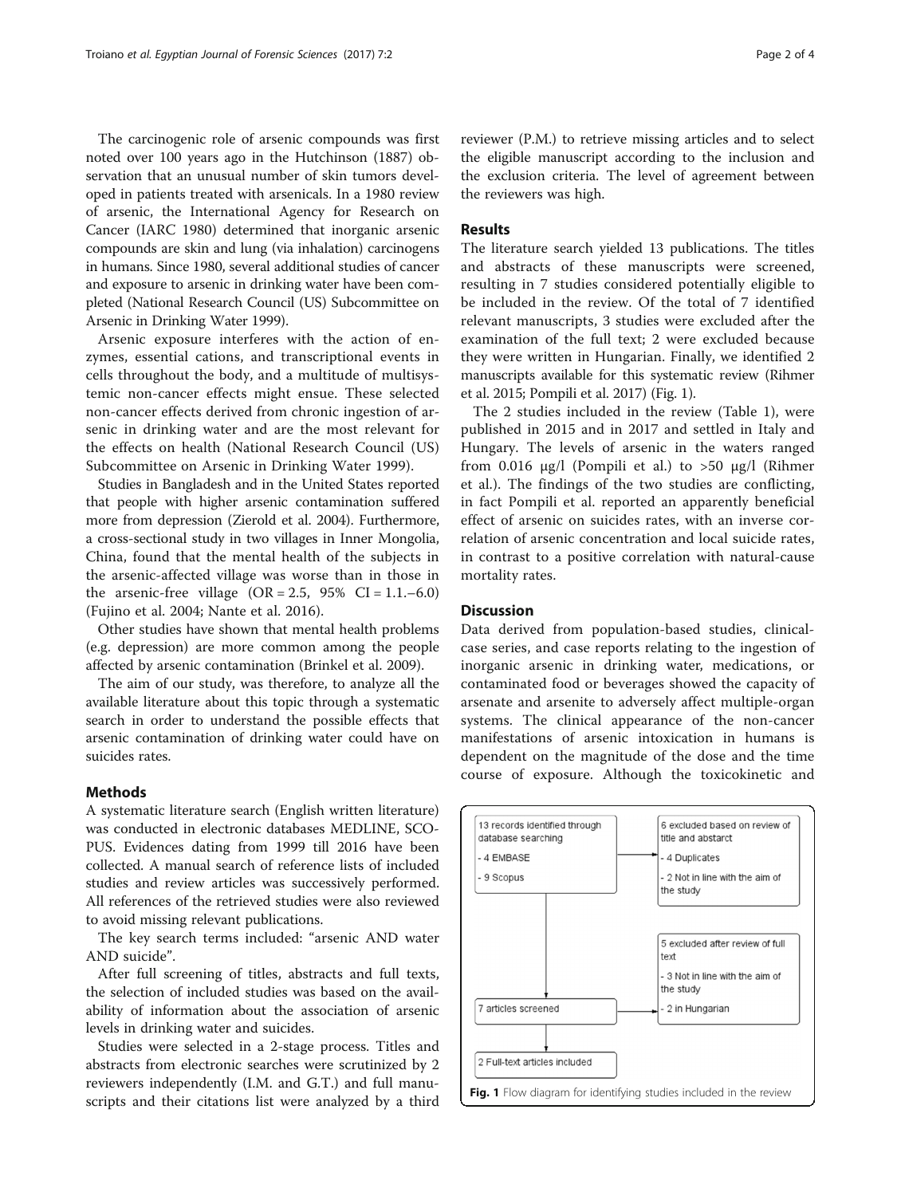The carcinogenic role of arsenic compounds was first noted over 100 years ago in the Hutchinson (1887) observation that an unusual number of skin tumors developed in patients treated with arsenicals. In a 1980 review of arsenic, the International Agency for Research on Cancer (IARC 1980) determined that inorganic arsenic compounds are skin and lung (via inhalation) carcinogens in humans. Since 1980, several additional studies of cancer and exposure to arsenic in drinking water have been completed (National Research Council (US) Subcommittee on Arsenic in Drinking Water 1999).

Arsenic exposure interferes with the action of enzymes, essential cations, and transcriptional events in cells throughout the body, and a multitude of multisystemic non-cancer effects might ensue. These selected non-cancer effects derived from chronic ingestion of arsenic in drinking water and are the most relevant for the effects on health (National Research Council (US) Subcommittee on Arsenic in Drinking Water 1999).

Studies in Bangladesh and in the United States reported that people with higher arsenic contamination suffered more from depression (Zierold et al. 2004). Furthermore, a cross-sectional study in two villages in Inner Mongolia, China, found that the mental health of the subjects in the arsenic-affected village was worse than in those in the arsenic-free village (OR = 2.5, 95% CI = 1.1.–6.0) (Fujino et al. 2004; Nante et al. 2016).

Other studies have shown that mental health problems (e.g. depression) are more common among the people affected by arsenic contamination (Brinkel et al. 2009).

The aim of our study, was therefore, to analyze all the available literature about this topic through a systematic search in order to understand the possible effects that arsenic contamination of drinking water could have on suicides rates.

## Methods

A systematic literature search (English written literature) was conducted in electronic databases MEDLINE, SCOPUS. Evidences dating from 1999 till 2016 have been collected. A manual search of reference lists of included studies and review articles was successively performed. All references of the retrieved studies were also reviewed to avoid missing relevant publications.

The key search terms included: "arsenic AND water AND suicide".

After full screening of titles, abstracts and full texts, the selection of included studies was based on the availability of information about the association of arsenic levels in drinking water and suicides.

Studies were selected in a 2-stage process. Titles and abstracts from electronic searches were scrutinized by 2 reviewers independently (I.M. and G.T.) and full manuscripts and their citations list were analyzed by a third reviewer (P.M.) to retrieve missing articles and to select the eligible manuscript according to the inclusion and the exclusion criteria. The level of agreement between the reviewers was high.

## Results

The literature search yielded 13 publications. The titles and abstracts of these manuscripts were screened, resulting in 7 studies considered potentially eligible to be included in the review. Of the total of 7 identified relevant manuscripts, 3 studies were excluded after the examination of the full text; 2 were excluded because they were written in Hungarian. Finally, we identified 2 manuscripts available for this systematic review (Rihmer et al. 2015; Pompili et al. 2017) (Fig. 1).

The 2 studies included in the review (Table 1), were published in 2015 and in 2017 and settled in Italy and Hungary. The levels of arsenic in the waters ranged from 0.016 μg/l (Pompili et al.) to >50 μg/l (Rihmer et al.). The findings of the two studies are conflicting, in fact Pompili et al. reported an apparently beneficial effect of arsenic on suicides rates, with an inverse correlation of arsenic concentration and local suicide rates, in contrast to a positive correlation with natural-cause mortality rates.

## Discussion

Data derived from population-based studies, clinical-case series, and case reports relating to the ingestion of inorganic arsenic in drinking water, medications, or contaminated food or beverages showed the capacity of arsenate and arsenite to adversely affect multiple-organ systems. The clinical appearance of the non-cancer manifestations of arsenic intoxication in humans is dependent on the magnitude of the dose and the time course of exposure. Although the toxicokinetic and

13 records identified through database searching
- 4 EMBASE
- 9 Scopus

6 excluded based on review of title and abstarct
- 4 Duplicates
- 2 Not in line with the aim of the study

7 articles screened

5 excluded after review of full text
- 3 Not in line with the aim of the study
- 2 in Hungarian

2 Full-text articles included

**Fig. 1** Flow diagram for identifying studies included in the review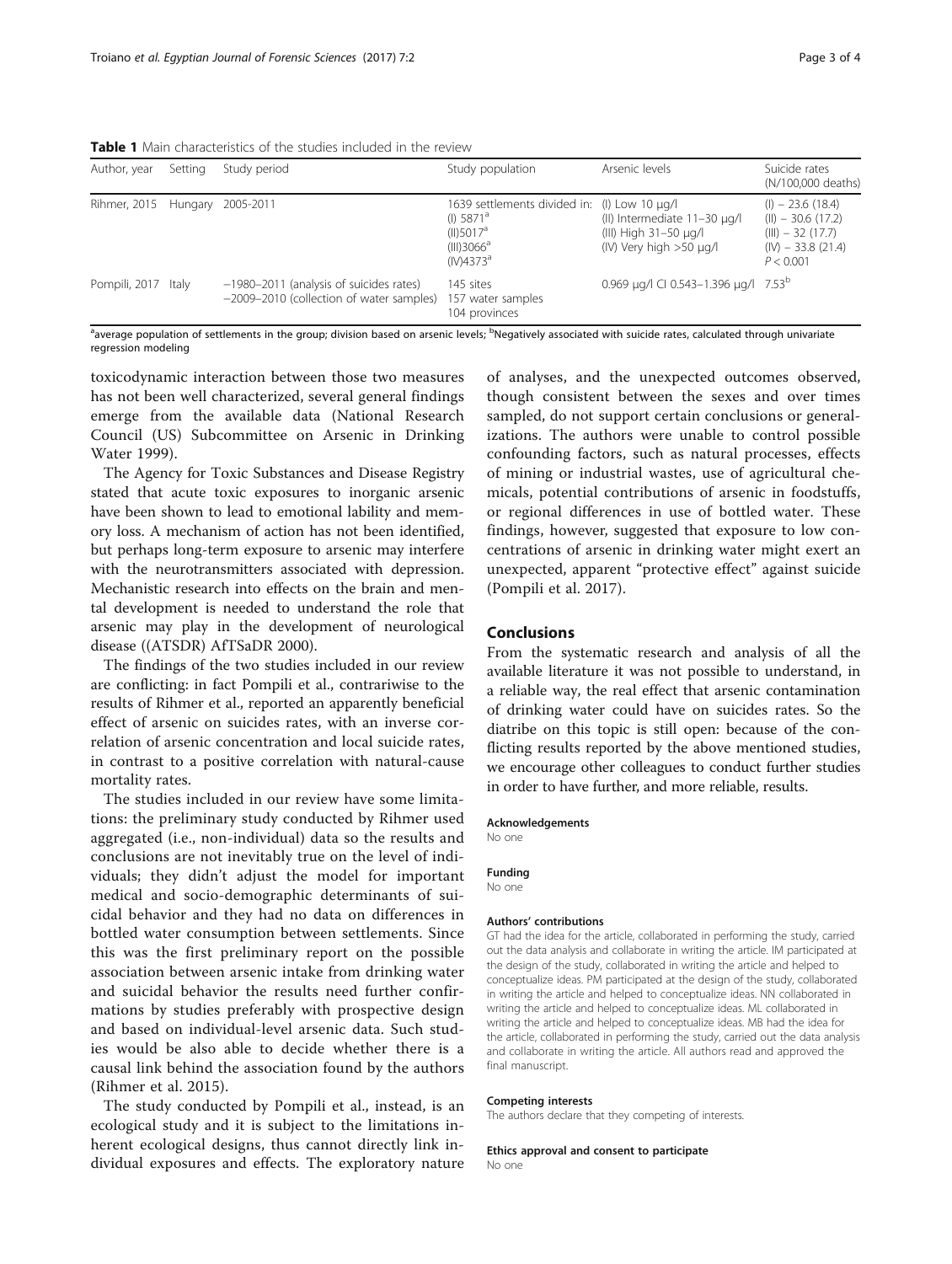**Table 1** Main characteristics of the studies included in the review

| Author, year | Setting | Study period | Study population | Arsenic levels | Suicide rates (N/100,000 deaths) |
|---|---|---|---|---|---|
| Rihmer, 2015 | Hungary | 2005-2011 | 1639 settlements divided in: (I) 5871[a] (II)5017[a] (III)3066[a] (IV)4373[a] | (I) Low 10 μg/l (II) Intermediate 11–30 μg/l (III) High 31–50 μg/l (IV) Very high >50 μg/l | (I) – 23.6 (18.4) (II) – 30.6 (17.2) (III) – 32 (17.7) (IV) – 33.8 (21.4) $P < 0.001$ |
| Pompili, 2017 | Italy | −1980–2011 (analysis of suicides rates) −2009–2010 (collection of water samples) | 145 sites 157 water samples 104 provinces | 0.969 μg/l CI 0.543–1.396 μg/l | 7.53[b] |

[a]average population of settlements in the group; division based on arsenic levels; [b]Negatively associated with suicide rates, calculated through univariate regression modeling

toxicodynamic interaction between those two measures has not been well characterized, several general findings emerge from the available data (National Research Council (US) Subcommittee on Arsenic in Drinking Water 1999).

The Agency for Toxic Substances and Disease Registry stated that acute toxic exposures to inorganic arsenic have been shown to lead to emotional lability and memory loss. A mechanism of action has not been identified, but perhaps long-term exposure to arsenic may interfere with the neurotransmitters associated with depression. Mechanistic research into effects on the brain and mental development is needed to understand the role that arsenic may play in the development of neurological disease ((ATSDR) AfTSaDR 2000).

The findings of the two studies included in our review are conflicting: in fact Pompili et al., contrariwise to the results of Rihmer et al., reported an apparently beneficial effect of arsenic on suicides rates, with an inverse correlation of arsenic concentration and local suicide rates, in contrast to a positive correlation with natural-cause mortality rates.

The studies included in our review have some limitations: the preliminary study conducted by Rihmer used aggregated (i.e., non-individual) data so the results and conclusions are not inevitably true on the level of individuals; they didn't adjust the model for important medical and socio-demographic determinants of suicidal behavior and they had no data on differences in bottled water consumption between settlements. Since this was the first preliminary report on the possible association between arsenic intake from drinking water and suicidal behavior the results need further confirmations by studies preferably with prospective design and based on individual-level arsenic data. Such studies would be also able to decide whether there is a causal link behind the association found by the authors (Rihmer et al. 2015).

The study conducted by Pompili et al., instead, is an ecological study and it is subject to the limitations inherent ecological designs, thus cannot directly link individual exposures and effects. The exploratory nature of analyses, and the unexpected outcomes observed, though consistent between the sexes and over times sampled, do not support certain conclusions or generalizations. The authors were unable to control possible confounding factors, such as natural processes, effects of mining or industrial wastes, use of agricultural chemicals, potential contributions of arsenic in foodstuffs, or regional differences in use of bottled water. These findings, however, suggested that exposure to low concentrations of arsenic in drinking water might exert an unexpected, apparent "protective effect" against suicide (Pompili et al. 2017).

## Conclusions

From the systematic research and analysis of all the available literature it was not possible to understand, in a reliable way, the real effect that arsenic contamination of drinking water could have on suicides rates. So the diatribe on this topic is still open: because of the conflicting results reported by the above mentioned studies, we encourage other colleagues to conduct further studies in order to have further, and more reliable, results.

#### Acknowledgements

No one

#### Funding

No one

#### Authors' contributions

GT had the idea for the article, collaborated in performing the study, carried out the data analysis and collaborate in writing the article. IM participated at the design of the study, collaborated in writing the article and helped to conceptualize ideas. PM participated at the design of the study, collaborated in writing the article and helped to conceptualize ideas. NN collaborated in writing the article and helped to conceptualize ideas. ML collaborated in writing the article and helped to conceptualize ideas. MB had the idea for the article, collaborated in performing the study, carried out the data analysis and collaborate in writing the article. All authors read and approved the final manuscript.

#### Competing interests

The authors declare that they competing of interests.

#### Ethics approval and consent to participate

No one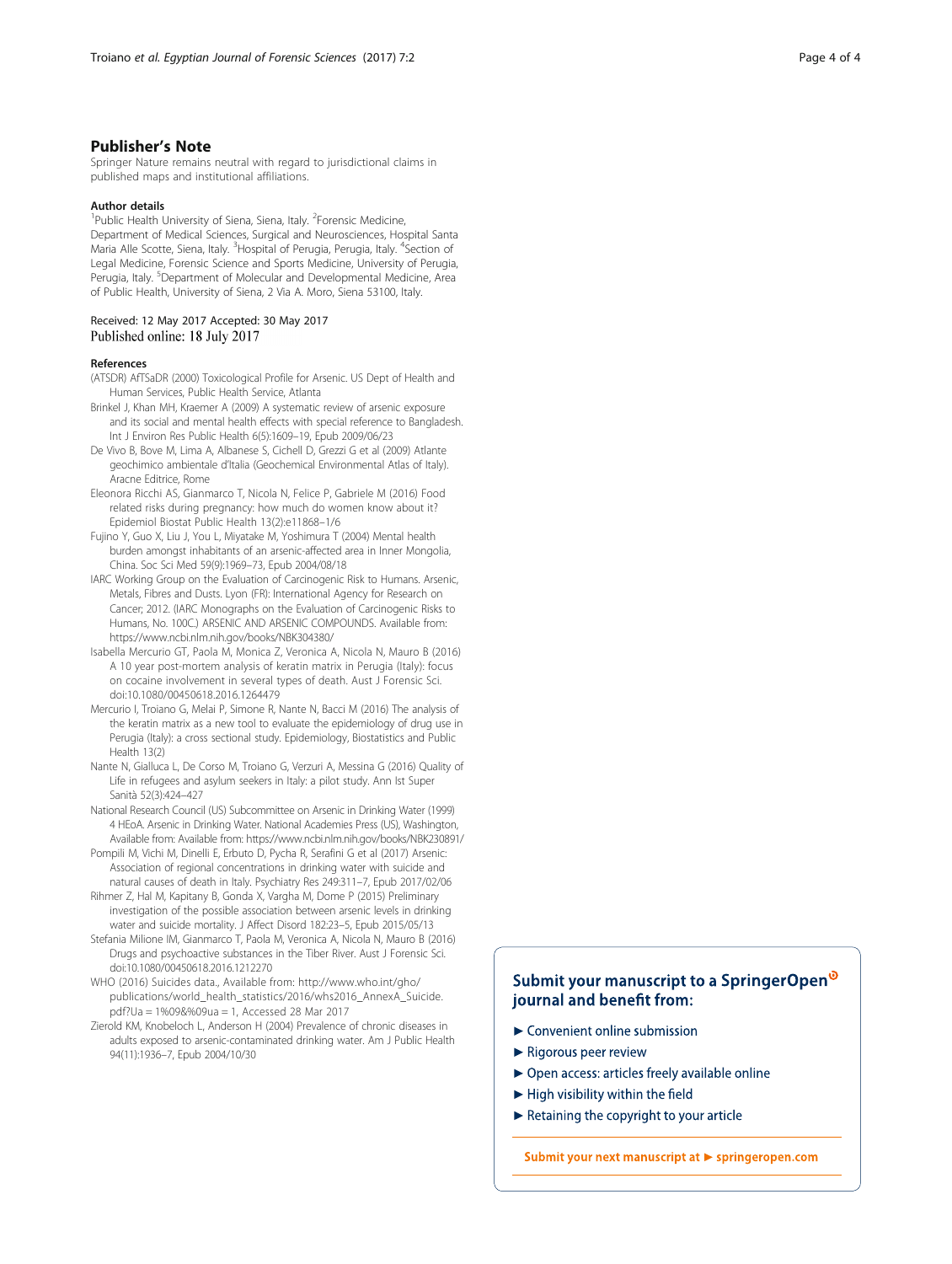## Publisher's Note

Springer Nature remains neutral with regard to jurisdictional claims in published maps and institutional affiliations.

### Author details

[1]Public Health University of Siena, Siena, Italy. [2]Forensic Medicine, Department of Medical Sciences, Surgical and Neurosciences, Hospital Santa Maria Alle Scotte, Siena, Italy. [3]Hospital of Perugia, Perugia, Italy. [4]Section of Legal Medicine, Forensic Science and Sports Medicine, University of Perugia, Perugia, Italy. [5]Department of Molecular and Developmental Medicine, Area of Public Health, University of Siena, 2 Via A. Moro, Siena 53100, Italy.

Received: 12 May 2017 Accepted: 30 May 2017
Published online: 18 July 2017

### References

(ATSDR) AfTSaDR (2000) Toxicological Profile for Arsenic. US Dept of Health and Human Services, Public Health Service, Atlanta

Brinkel J, Khan MH, Kraemer A (2009) A systematic review of arsenic exposure and its social and mental health effects with special reference to Bangladesh. Int J Environ Res Public Health 6(5):1609–19, Epub 2009/06/23

De Vivo B, Bove M, Lima A, Albanese S, Cichell D, Grezzi G et al (2009) Atlante geochimico ambientale d'Italia (Geochemical Environmental Atlas of Italy). Aracne Editrice, Rome

Eleonora Ricchi AS, Gianmarco T, Nicola N, Felice P, Gabriele M (2016) Food related risks during pregnancy: how much do women know about it? Epidemiol Biostat Public Health 13(2):e11868–1/6

Fujino Y, Guo X, Liu J, You L, Miyatake M, Yoshimura T (2004) Mental health burden amongst inhabitants of an arsenic-affected area in Inner Mongolia, China. Soc Sci Med 59(9):1969–73, Epub 2004/08/18

IARC Working Group on the Evaluation of Carcinogenic Risk to Humans. Arsenic, Metals, Fibres and Dusts. Lyon (FR): International Agency for Research on Cancer; 2012. (IARC Monographs on the Evaluation of Carcinogenic Risks to Humans, No. 100C.) ARSENIC AND ARSENIC COMPOUNDS. Available from: https://www.ncbi.nlm.nih.gov/books/NBK304380/

Isabella Mercurio GT, Paola M, Monica Z, Veronica A, Nicola N, Mauro B (2016) A 10 year post-mortem analysis of keratin matrix in Perugia (Italy): focus on cocaine involvement in several types of death. Aust J Forensic Sci. doi:10.1080/00450618.2016.1264479

Mercurio I, Troiano G, Melai P, Simone R, Nante N, Bacci M (2016) The analysis of the keratin matrix as a new tool to evaluate the epidemiology of drug use in Perugia (Italy): a cross sectional study. Epidemiology, Biostatistics and Public Health 13(2)

Nante N, Gialluca L, De Corso M, Troiano G, Verzuri A, Messina G (2016) Quality of Life in refugees and asylum seekers in Italy: a pilot study. Ann Ist Super Sanità 52(3):424–427

National Research Council (US) Subcommittee on Arsenic in Drinking Water (1999) 4 HEoA. Arsenic in Drinking Water. National Academies Press (US), Washington, Available from: Available from: https://www.ncbi.nlm.nih.gov/books/NBK230891/

Pompili M, Vichi M, Dinelli E, Erbuto D, Pycha R, Serafini G et al (2017) Arsenic: Association of regional concentrations in drinking water with suicide and natural causes of death in Italy. Psychiatry Res 249:311–7, Epub 2017/02/06

Rihmer Z, Hal M, Kapitany B, Gonda X, Vargha M, Dome P (2015) Preliminary investigation of the possible association between arsenic levels in drinking water and suicide mortality. J Affect Disord 182:23–5, Epub 2015/05/13

Stefania Milione IM, Gianmarco T, Paola M, Veronica A, Nicola N, Mauro B (2016) Drugs and psychoactive substances in the Tiber River. Aust J Forensic Sci. doi:10.1080/00450618.2016.1212270

WHO (2016) Suicides data., Available from: http://www.who.int/gho/publications/world_health_statistics/2016/whs2016_AnnexA_Suicide.pdf?Ua = 1%09&%09ua = 1, Accessed 28 Mar 2017

Zierold KM, Knobeloch L, Anderson H (2004) Prevalence of chronic diseases in adults exposed to arsenic-contaminated drinking water. Am J Public Health 94(11):1936–7, Epub 2004/10/30

**Submit your manuscript to a SpringerOpen journal and benefit from:**

- ► Convenient online submission
- ► Rigorous peer review
- ► Open access: articles freely available online
- ► High visibility within the field
- ► Retaining the copyright to your article

**Submit your next manuscript at ► springeropen.com**